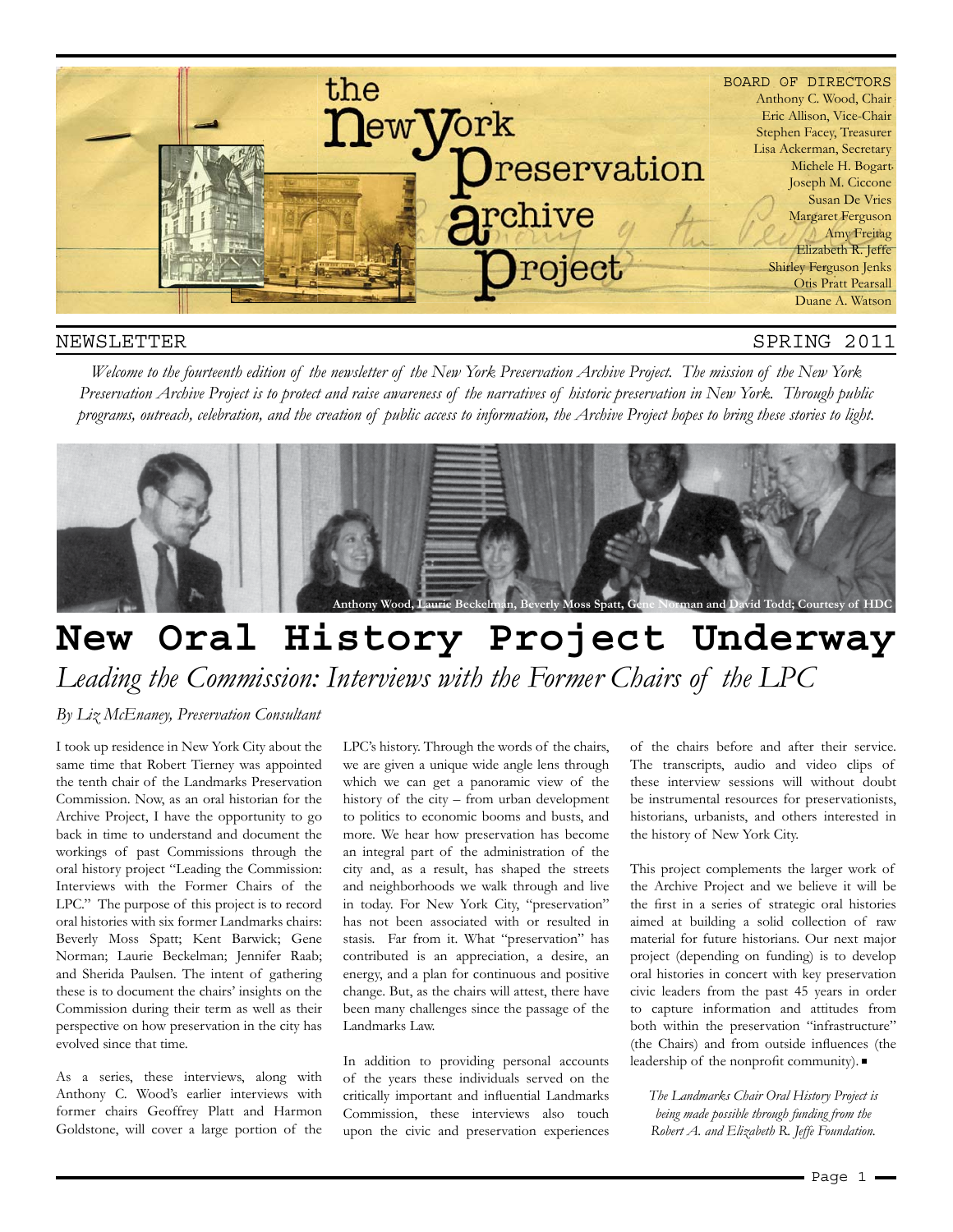# the New York Preservation Archive Project

BOARD OF DIRECTORS
Anthony C. Wood, Chair
Eric Allison, Vice-Chair
Stephen Facey, Treasurer
Lisa Ackerman, Secretary
Michele H. Bogart
Joseph M. Ciccone
Susan De Vries
Margaret Ferguson
Amy Freitag
Elizabeth R. Jeffe
Shirley Ferguson Jenks
Otis Pratt Pearsall
Duane A. Watson

NEWSLETTER SPRING 2011

*Welcome to the fourteenth edition of the newsletter of the New York Preservation Archive Project. The mission of the New York Preservation Archive Project is to protect and raise awareness of the narratives of historic preservation in New York. Through public programs, outreach, celebration, and the creation of public access to information, the Archive Project hopes to bring these stories to light.*

**Anthony Wood, Laurie Beckelman, Beverly Moss Spatt, Gene Norman and David Todd; Courtesy of HDC**

# New Oral History Project Underway

## *Leading the Commission: Interviews with the Former Chairs of the LPC*

*By Liz McEnaney, Preservation Consultant*

I took up residence in New York City about the same time that Robert Tierney was appointed the tenth chair of the Landmarks Preservation Commission. Now, as an oral historian for the Archive Project, I have the opportunity to go back in time to understand and document the workings of past Commissions through the oral history project "Leading the Commission: Interviews with the Former Chairs of the LPC." The purpose of this project is to record oral histories with six former Landmarks chairs: Beverly Moss Spatt; Kent Barwick; Gene Norman; Laurie Beckelman; Jennifer Raab; and Sherida Paulsen. The intent of gathering these is to document the chairs' insights on the Commission during their term as well as their perspective on how preservation in the city has evolved since that time.

As a series, these interviews, along with Anthony C. Wood's earlier interviews with former chairs Geoffrey Platt and Harmon Goldstone, will cover a large portion of the LPC's history. Through the words of the chairs, we are given a unique wide angle lens through which we can get a panoramic view of the history of the city – from urban development to politics to economic booms and busts, and more. We hear how preservation has become an integral part of the administration of the city and, as a result, has shaped the streets and neighborhoods we walk through and live in today. For New York City, "preservation" has not been associated with or resulted in stasis. Far from it. What "preservation" has contributed is an appreciation, a desire, an energy, and a plan for continuous and positive change. But, as the chairs will attest, there have been many challenges since the passage of the Landmarks Law.

In addition to providing personal accounts of the years these individuals served on the critically important and influential Landmarks Commission, these interviews also touch upon the civic and preservation experiences of the chairs before and after their service. The transcripts, audio and video clips of these interview sessions will without doubt be instrumental resources for preservationists, historians, urbanists, and others interested in the history of New York City.

This project complements the larger work of the Archive Project and we believe it will be the first in a series of strategic oral histories aimed at building a solid collection of raw material for future historians. Our next major project (depending on funding) is to develop oral histories in concert with key preservation civic leaders from the past 45 years in order to capture information and attitudes from both within the preservation "infrastructure" (the Chairs) and from outside influences (the leadership of the nonprofit community). ■

*The Landmarks Chair Oral History Project is being made possible through funding from the Robert A. and Elizabeth R. Jeffe Foundation.*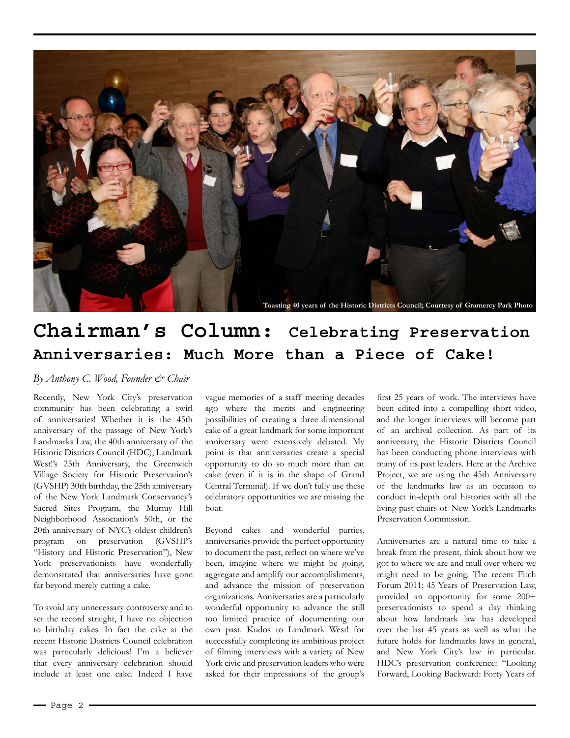Toasting 40 years of the Historic Districts Council; Courtesy of Gramercy Park Photo

# Chairman's Column: Celebrating Preservation Anniversaries: Much More than a Piece of Cake!

*By Anthony C. Wood, Founder & Chair*

Recently, New York City's preservation community has been celebrating a swirl of anniversaries! Whether it is the 45th anniversary of the passage of New York's Landmarks Law, the 40th anniversary of the Historic Districts Council (HDC), Landmark West!'s 25th Anniversary, the Greenwich Village Society for Historic Preservation's (GVSHP) 30th birthday, the 25th anniversary of the New York Landmark Conservancy's Sacred Sites Program, the Murray Hill Neighborhood Association's 50th, or the 20th anniversary of NYC's oldest children's program on preservation (GVSHP's "History and Historic Preservation"), New York preservationists have wonderfully demonstrated that anniversaries have gone far beyond merely cutting a cake.

To avoid any unnecessary controversy and to set the record straight, I have no objection to birthday cakes. In fact the cake at the recent Historic Districts Council celebration was particularly delicious! I'm a believer that every anniversary celebration should include at least one cake. Indeed I have vague memories of a staff meeting decades ago where the merits and engineering possibilities of creating a three dimensional cake of a great landmark for some important anniversary were extensively debated. My point is that anniversaries create a special opportunity to do so much more than eat cake (even if it is in the shape of Grand Central Terminal). If we don't fully use these celebratory opportunities we are missing the boat.

Beyond cakes and wonderful parties, anniversaries provide the perfect opportunity to document the past, reflect on where we've been, imagine where we might be going, aggregate and amplify our accomplishments, and advance the mission of preservation organizations. Anniversaries are a particularly wonderful opportunity to advance the still too limited practice of documenting our own past. Kudos to Landmark West! for successfully completing its ambitious project of filming interviews with a variety of New York civic and preservation leaders who were asked for their impressions of the group's first 25 years of work. The interviews have been edited into a compelling short video, and the longer interviews will become part of an archival collection. As part of its anniversary, the Historic Districts Council has been conducting phone interviews with many of its past leaders. Here at the Archive Project, we are using the 45th Anniversary of the landmarks law as an occasion to conduct in-depth oral histories with all the living past chairs of New York's Landmarks Preservation Commission.

Anniversaries are a natural time to take a break from the present, think about how we got to where we are and mull over where we might need to be going. The recent Fitch Forum 2011: 45 Years of Preservation Law, provided an opportunity for some 200+ preservationists to spend a day thinking about how landmark law has developed over the last 45 years as well as what the future holds for landmarks laws in general, and New York City's law in particular. HDC's preservation conference: "Looking Forward, Looking Backward: Forty Years of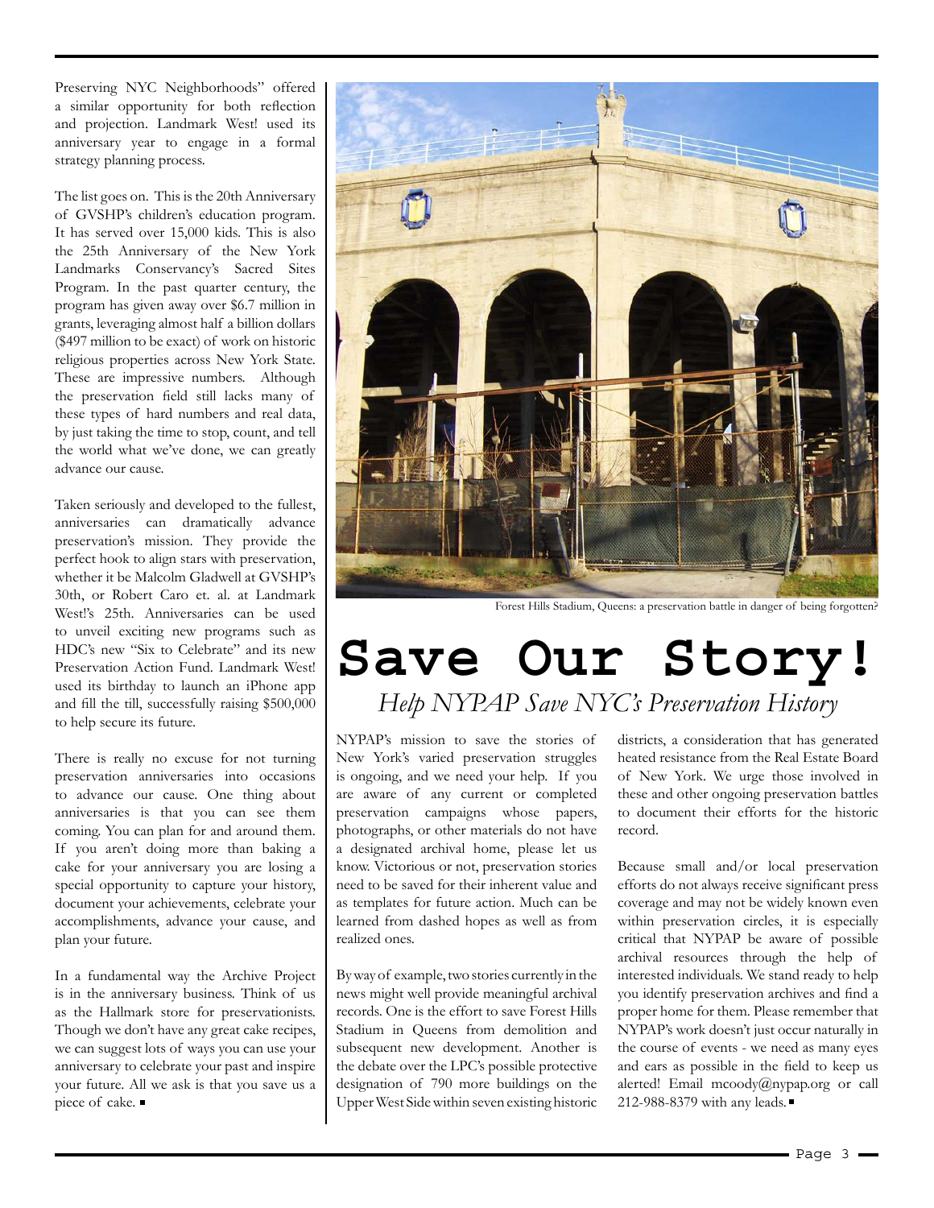Preserving NYC Neighborhoods" offered a similar opportunity for both reflection and projection. Landmark West! used its anniversary year to engage in a formal strategy planning process.

The list goes on. This is the 20th Anniversary of GVSHP's children's education program. It has served over 15,000 kids. This is also the 25th Anniversary of the New York Landmarks Conservancy's Sacred Sites Program. In the past quarter century, the program has given away over $6.7 million in grants, leveraging almost half a billion dollars ($497 million to be exact) of work on historic religious properties across New York State. These are impressive numbers. Although the preservation field still lacks many of these types of hard numbers and real data, by just taking the time to stop, count, and tell the world what we've done, we can greatly advance our cause.

Taken seriously and developed to the fullest, anniversaries can dramatically advance preservation's mission. They provide the perfect hook to align stars with preservation, whether it be Malcolm Gladwell at GVSHP's 30th, or Robert Caro et. al. at Landmark West!'s 25th. Anniversaries can be used to unveil exciting new programs such as HDC's new "Six to Celebrate" and its new Preservation Action Fund. Landmark West! used its birthday to launch an iPhone app and fill the till, successfully raising $500,000 to help secure its future.

There is really no excuse for not turning preservation anniversaries into occasions to advance our cause. One thing about anniversaries is that you can see them coming. You can plan for and around them. If you aren't doing more than baking a cake for your anniversary you are losing a special opportunity to capture your history, document your achievements, celebrate your accomplishments, advance your cause, and plan your future.

In a fundamental way the Archive Project is in the anniversary business. Think of us as the Hallmark store for preservationists. Though we don't have any great cake recipes, we can suggest lots of ways you can use your anniversary to celebrate your past and inspire your future. All we ask is that you save us a piece of cake. ■

Forest Hills Stadium, Queens: a preservation battle in danger of being forgotten?

# Save Our Story!

*Help NYPAP Save NYC's Preservation History*

NYPAP's mission to save the stories of New York's varied preservation struggles is ongoing, and we need your help. If you are aware of any current or completed preservation campaigns whose papers, photographs, or other materials do not have a designated archival home, please let us know. Victorious or not, preservation stories need to be saved for their inherent value and as templates for future action. Much can be learned from dashed hopes as well as from realized ones.

By way of example, two stories currently in the news might well provide meaningful archival records. One is the effort to save Forest Hills Stadium in Queens from demolition and subsequent new development. Another is the debate over the LPC's possible protective designation of 790 more buildings on the Upper West Side within seven existing historic districts, a consideration that has generated heated resistance from the Real Estate Board of New York. We urge those involved in these and other ongoing preservation battles to document their efforts for the historic record.

Because small and/or local preservation efforts do not always receive significant press coverage and may not be widely known even within preservation circles, it is especially critical that NYPAP be aware of possible archival resources through the help of interested individuals. We stand ready to help you identify preservation archives and find a proper home for them. Please remember that NYPAP's work doesn't just occur naturally in the course of events - we need as many eyes and ears as possible in the field to keep us alerted! Email mcoody@nypap.org or call 212-988-8379 with any leads. ■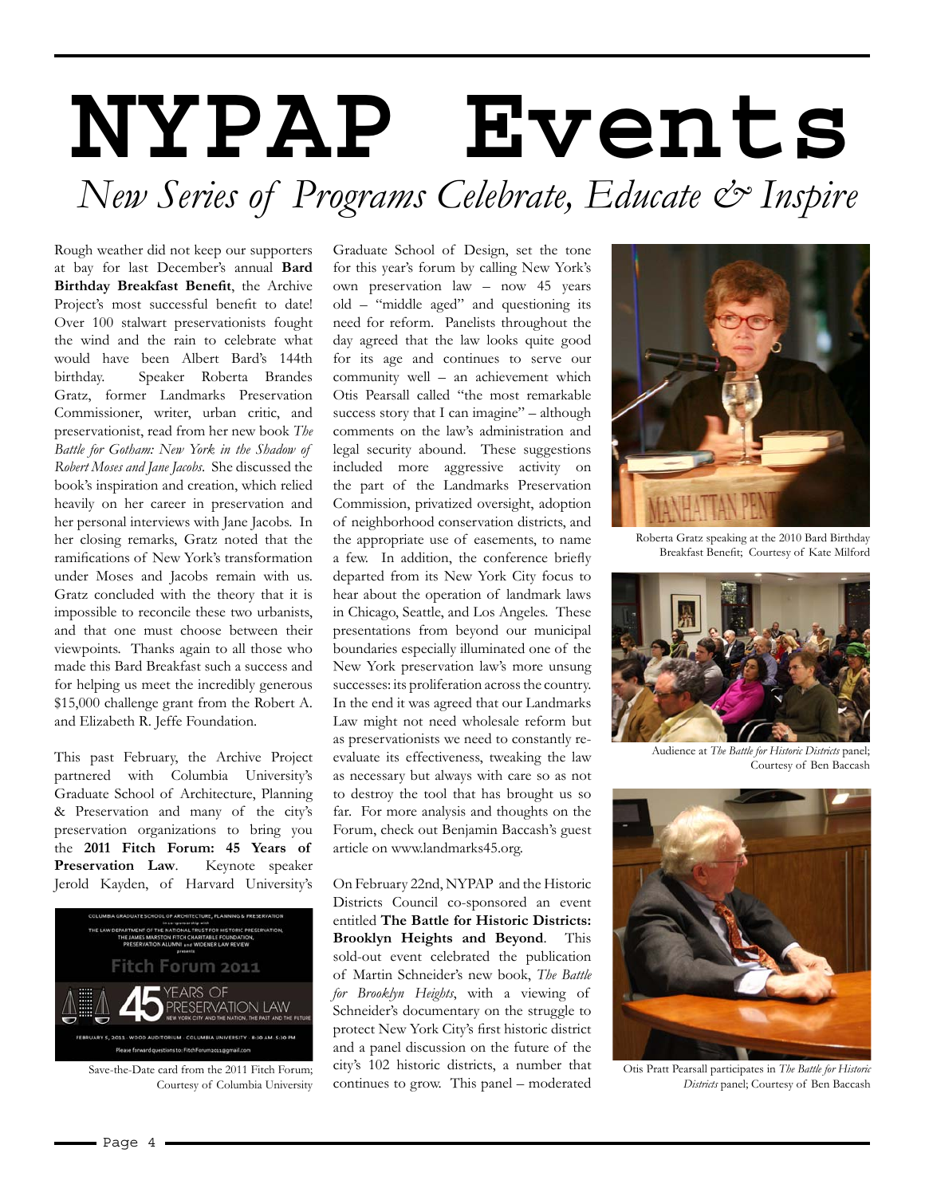# NYPAP Events

## *New Series of Programs Celebrate, Educate & Inspire*

Rough weather did not keep our supporters at bay for last December's annual **Bard Birthday Breakfast Benefit**, the Archive Project's most successful benefit to date! Over 100 stalwart preservationists fought the wind and the rain to celebrate what would have been Albert Bard's 144th birthday. Speaker Roberta Brandes Gratz, former Landmarks Preservation Commissioner, writer, urban critic, and preservationist, read from her new book *The Battle for Gotham: New York in the Shadow of Robert Moses and Jane Jacobs*. She discussed the book's inspiration and creation, which relied heavily on her career in preservation and her personal interviews with Jane Jacobs. In her closing remarks, Gratz noted that the ramifications of New York's transformation under Moses and Jacobs remain with us. Gratz concluded with the theory that it is impossible to reconcile these two urbanists, and that one must choose between their viewpoints. Thanks again to all those who made this Bard Breakfast such a success and for helping us meet the incredibly generous $15,000 challenge grant from the Robert A. and Elizabeth R. Jeffe Foundation.

This past February, the Archive Project partnered with Columbia University's Graduate School of Architecture, Planning & Preservation and many of the city's preservation organizations to bring you the **2011 Fitch Forum: 45 Years of Preservation Law**. Keynote speaker Jerold Kayden, of Harvard University's Graduate School of Design, set the tone for this year's forum by calling New York's own preservation law – now 45 years old – "middle aged" and questioning its need for reform. Panelists throughout the day agreed that the law looks quite good for its age and continues to serve our community well – an achievement which Otis Pearsall called "the most remarkable success story that I can imagine" – although comments on the law's administration and legal security abound. These suggestions included more aggressive activity on the part of the Landmarks Preservation Commission, privatized oversight, adoption of neighborhood conservation districts, and the appropriate use of easements, to name a few. In addition, the conference briefly departed from its New York City focus to hear about the operation of landmark laws in Chicago, Seattle, and Los Angeles. These presentations from beyond our municipal boundaries especially illuminated one of the New York preservation law's more unsung successes: its proliferation across the country. In the end it was agreed that our Landmarks Law might not need wholesale reform but as preservationists we need to constantly re-evaluate its effectiveness, tweaking the law as necessary but always with care so as not to destroy the tool that has brought us so far. For more analysis and thoughts on the Forum, check out Benjamin Baccash's guest article on www.landmarks45.org.

Save-the-Date card from the 2011 Fitch Forum; Courtesy of Columbia University

On February 22nd, NYPAP and the Historic Districts Council co-sponsored an event entitled **The Battle for Historic Districts: Brooklyn Heights and Beyond**. This sold-out event celebrated the publication of Martin Schneider's new book, *The Battle for Brooklyn Heights*, with a viewing of Schneider's documentary on the struggle to protect New York City's first historic district and a panel discussion on the future of the city's 102 historic districts, a number that continues to grow. This panel – moderated

Roberta Gratz speaking at the 2010 Bard Birthday Breakfast Benefit; Courtesy of Kate Milford

Audience at *The Battle for Historic Districts* panel; Courtesy of Ben Baccash

Otis Pratt Pearsall participates in *The Battle for Historic Districts* panel; Courtesy of Ben Baccash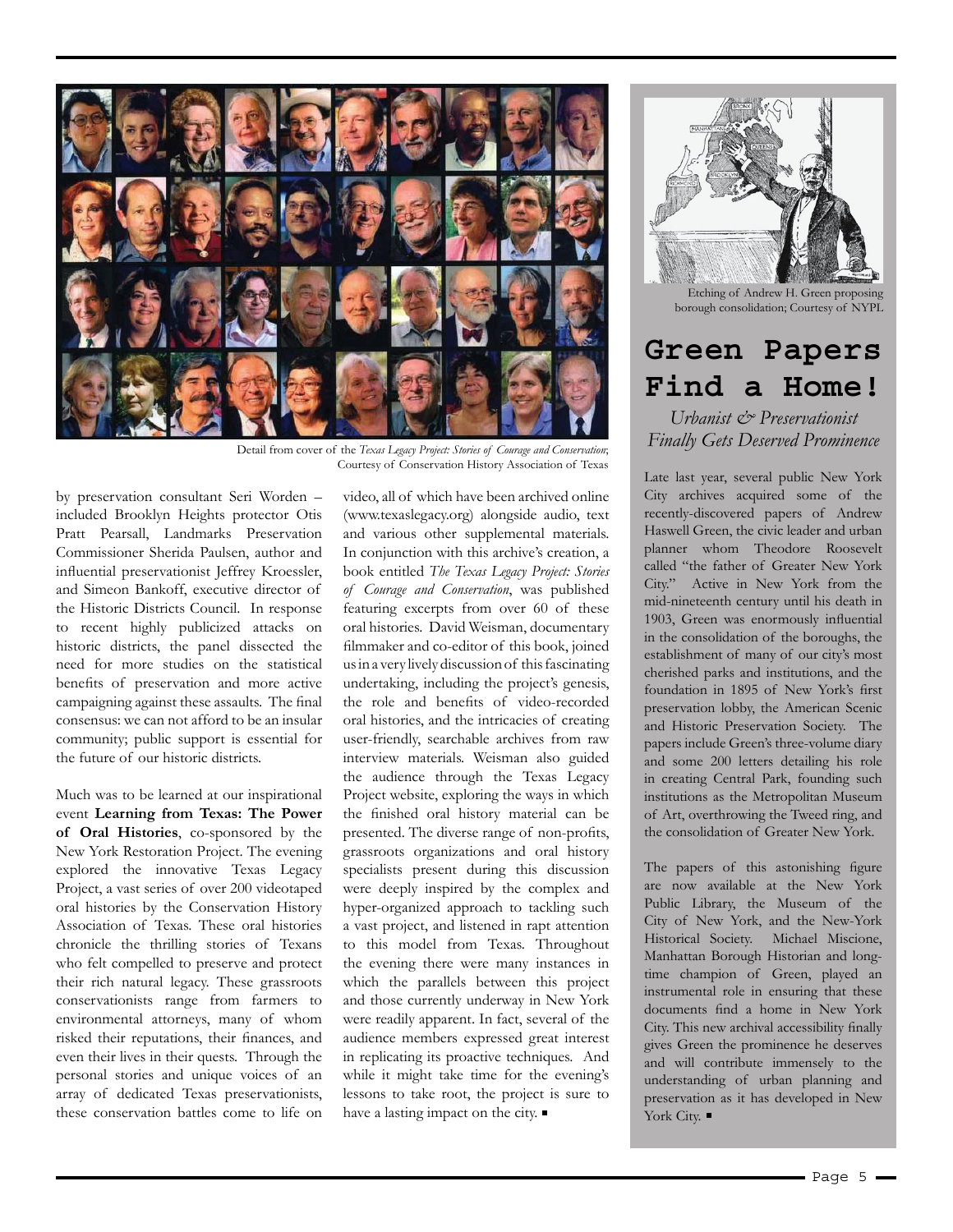Detail from cover of the *Texas Legacy Project: Stories of Courage and Conservation*; Courtesy of Conservation History Association of Texas

by preservation consultant Seri Worden – included Brooklyn Heights protector Otis Pratt Pearsall, Landmarks Preservation Commissioner Sherida Paulsen, author and influential preservationist Jeffrey Kroessler, and Simeon Bankoff, executive director of the Historic Districts Council. In response to recent highly publicized attacks on historic districts, the panel dissected the need for more studies on the statistical benefits of preservation and more active campaigning against these assaults. The final consensus: we can not afford to be an insular community; public support is essential for the future of our historic districts.

Much was to be learned at our inspirational event **Learning from Texas: The Power of Oral Histories**, co-sponsored by the New York Restoration Project. The evening explored the innovative Texas Legacy Project, a vast series of over 200 videotaped oral histories by the Conservation History Association of Texas. These oral histories chronicle the thrilling stories of Texans who felt compelled to preserve and protect their rich natural legacy. These grassroots conservationists range from farmers to environmental attorneys, many of whom risked their reputations, their finances, and even their lives in their quests. Through the personal stories and unique voices of an array of dedicated Texas preservationists, these conservation battles come to life on video, all of which have been archived online (www.texaslegacy.org) alongside audio, text and various other supplemental materials. In conjunction with this archive's creation, a book entitled *The Texas Legacy Project: Stories of Courage and Conservation*, was published featuring excerpts from over 60 of these oral histories. David Weisman, documentary filmmaker and co-editor of this book, joined us in a very lively discussion of this fascinating undertaking, including the project's genesis, the role and benefits of video-recorded oral histories, and the intricacies of creating user-friendly, searchable archives from raw interview materials. Weisman also guided the audience through the Texas Legacy Project website, exploring the ways in which the finished oral history material can be presented. The diverse range of non-profits, grassroots organizations and oral history specialists present during this discussion were deeply inspired by the complex and hyper-organized approach to tackling such a vast project, and listened in rapt attention to this model from Texas. Throughout the evening there were many instances in which the parallels between this project and those currently underway in New York were readily apparent. In fact, several of the audience members expressed great interest in replicating its proactive techniques. And while it might take time for the evening's lessons to take root, the project is sure to have a lasting impact on the city. ■

Etching of Andrew H. Green proposing borough consolidation; Courtesy of NYPL

# Green Papers Find a Home!

*Urbanist & Preservationist Finally Gets Deserved Prominence*

Late last year, several public New York City archives acquired some of the recently-discovered papers of Andrew Haswell Green, the civic leader and urban planner whom Theodore Roosevelt called "the father of Greater New York City." Active in New York from the mid-nineteenth century until his death in 1903, Green was enormously influential in the consolidation of the boroughs, the establishment of many of our city's most cherished parks and institutions, and the foundation in 1895 of New York's first preservation lobby, the American Scenic and Historic Preservation Society. The papers include Green's three-volume diary and some 200 letters detailing his role in creating Central Park, founding such institutions as the Metropolitan Museum of Art, overthrowing the Tweed ring, and the consolidation of Greater New York.

The papers of this astonishing figure are now available at the New York Public Library, the Museum of the City of New York, and the New-York Historical Society. Michael Miscione, Manhattan Borough Historian and long-time champion of Green, played an instrumental role in ensuring that these documents find a home in New York City. This new archival accessibility finally gives Green the prominence he deserves and will contribute immensely to the understanding of urban planning and preservation as it has developed in New York City. ■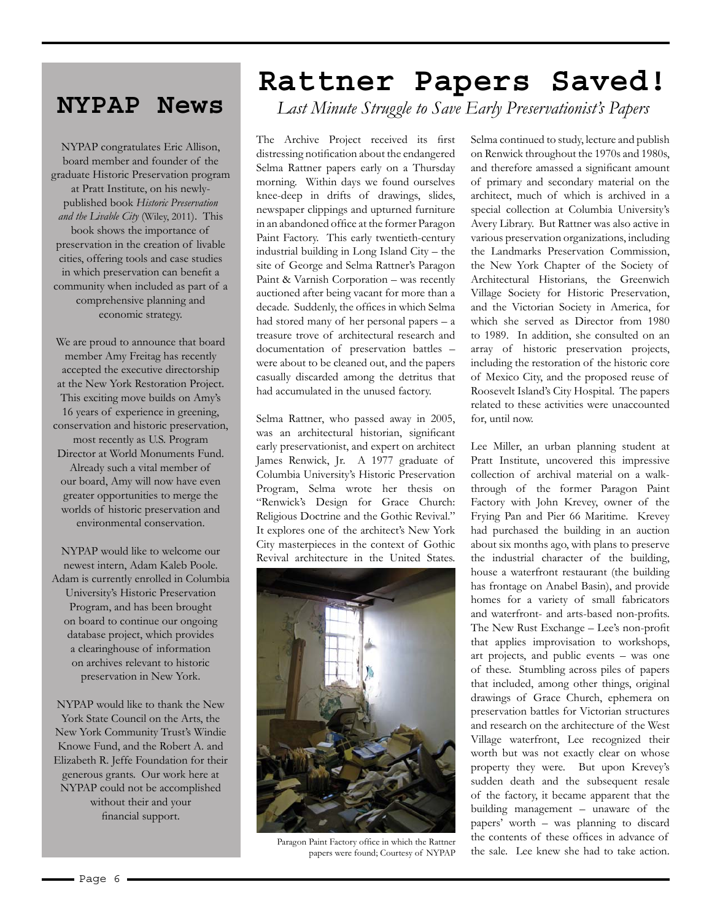## NYPAP News

NYPAP congratulates Eric Allison, board member and founder of the graduate Historic Preservation program at Pratt Institute, on his newly-published book *Historic Preservation and the Livable City* (Wiley, 2011). This book shows the importance of preservation in the creation of livable cities, offering tools and case studies in which preservation can benefit a community when included as part of a comprehensive planning and economic strategy.

We are proud to announce that board member Amy Freitag has recently accepted the executive directorship at the New York Restoration Project. This exciting move builds on Amy's 16 years of experience in greening, conservation and historic preservation, most recently as U.S. Program Director at World Monuments Fund. Already such a vital member of our board, Amy will now have even greater opportunities to merge the worlds of historic preservation and environmental conservation.

NYPAP would like to welcome our newest intern, Adam Kaleb Poole. Adam is currently enrolled in Columbia University's Historic Preservation Program, and has been brought on board to continue our ongoing database project, which provides a clearinghouse of information on archives relevant to historic preservation in New York.

NYPAP would like to thank the New York State Council on the Arts, the New York Community Trust's Windie Knowe Fund, and the Robert A. and Elizabeth R. Jeffe Foundation for their generous grants. Our work here at NYPAP could not be accomplished without their and your financial support.

# Rattner Papers Saved!

*Last Minute Struggle to Save Early Preservationist's Papers*

The Archive Project received its first distressing notification about the endangered Selma Rattner papers early on a Thursday morning. Within days we found ourselves knee-deep in drifts of drawings, slides, newspaper clippings and upturned furniture in an abandoned office at the former Paragon Paint Factory. This early twentieth-century industrial building in Long Island City – the site of George and Selma Rattner's Paragon Paint & Varnish Corporation – was recently auctioned after being vacant for more than a decade. Suddenly, the offices in which Selma had stored many of her personal papers – a treasure trove of architectural research and documentation of preservation battles – were about to be cleaned out, and the papers casually discarded among the detritus that had accumulated in the unused factory.

Selma Rattner, who passed away in 2005, was an architectural historian, significant early preservationist, and expert on architect James Renwick, Jr. A 1977 graduate of Columbia University's Historic Preservation Program, Selma wrote her thesis on "Renwick's Design for Grace Church: Religious Doctrine and the Gothic Revival." It explores one of the architect's New York City masterpieces in the context of Gothic Revival architecture in the United States.

Paragon Paint Factory office in which the Rattner papers were found; Courtesy of NYPAP

Selma continued to study, lecture and publish on Renwick throughout the 1970s and 1980s, and therefore amassed a significant amount of primary and secondary material on the architect, much of which is archived in a special collection at Columbia University's Avery Library. But Rattner was also active in various preservation organizations, including the Landmarks Preservation Commission, the New York Chapter of the Society of Architectural Historians, the Greenwich Village Society for Historic Preservation, and the Victorian Society in America, for which she served as Director from 1980 to 1989. In addition, she consulted on an array of historic preservation projects, including the restoration of the historic core of Mexico City, and the proposed reuse of Roosevelt Island's City Hospital. The papers related to these activities were unaccounted for, until now.

Lee Miller, an urban planning student at Pratt Institute, uncovered this impressive collection of archival material on a walk-through of the former Paragon Paint Factory with John Krevey, owner of the Frying Pan and Pier 66 Maritime. Krevey had purchased the building in an auction about six months ago, with plans to preserve the industrial character of the building, house a waterfront restaurant (the building has frontage on Anabel Basin), and provide homes for a variety of small fabricators and waterfront- and arts-based non-profits. The New Rust Exchange – Lee's non-profit that applies improvisation to workshops, art projects, and public events – was one of these. Stumbling across piles of papers that included, among other things, original drawings of Grace Church, ephemera on preservation battles for Victorian structures and research on the architecture of the West Village waterfront, Lee recognized their worth but was not exactly clear on whose property they were. But upon Krevey's sudden death and the subsequent resale of the factory, it became apparent that the building management – unaware of the papers' worth – was planning to discard the contents of these offices in advance of the sale. Lee knew she had to take action.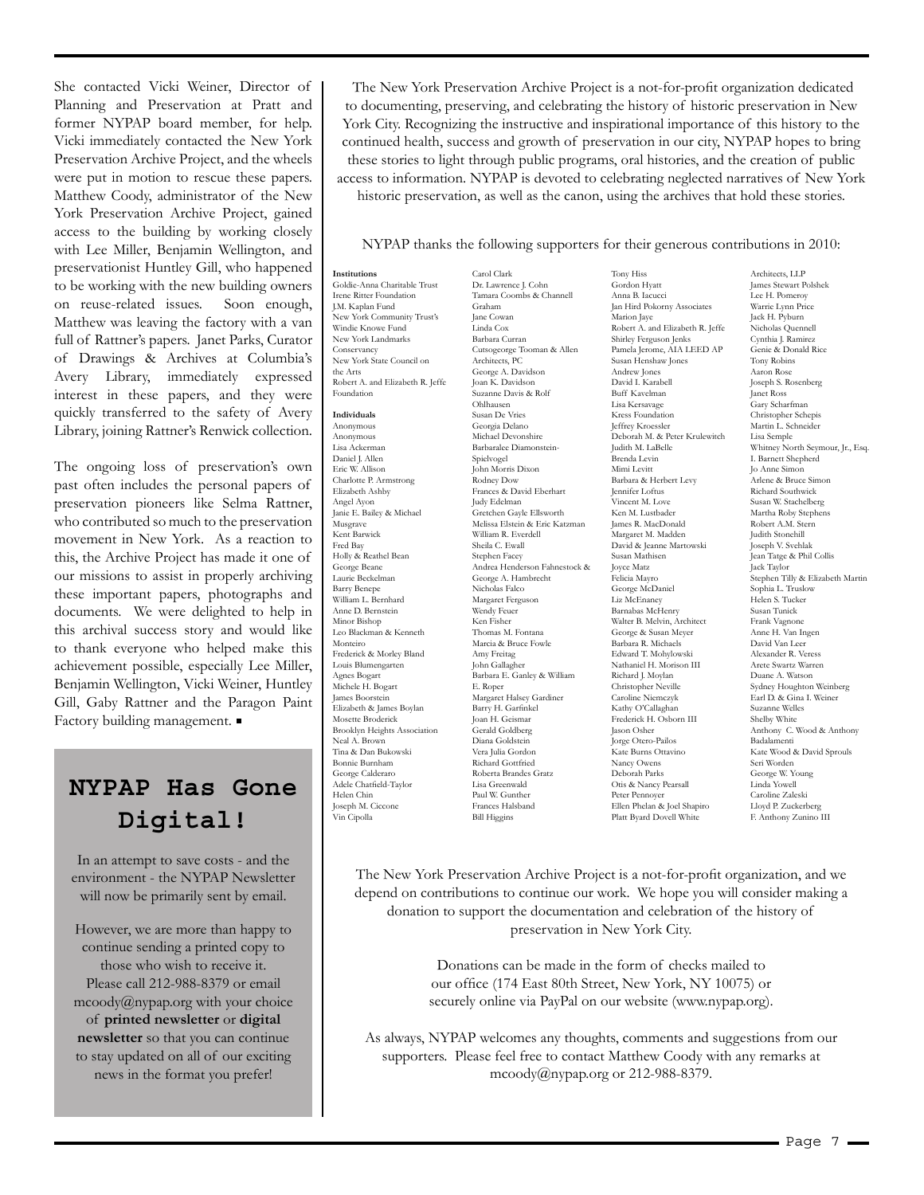She contacted Vicki Weiner, Director of Planning and Preservation at Pratt and former NYPAP board member, for help. Vicki immediately contacted the New York Preservation Archive Project, and the wheels were put in motion to rescue these papers. Matthew Coody, administrator of the New York Preservation Archive Project, gained access to the building by working closely with Lee Miller, Benjamin Wellington, and preservationist Huntley Gill, who happened to be working with the new building owners on reuse-related issues. Soon enough, Matthew was leaving the factory with a van full of Rattner's papers. Janet Parks, Curator of Drawings & Archives at Columbia's Avery Library, immediately expressed interest in these papers, and they were quickly transferred to the safety of Avery Library, joining Rattner's Renwick collection.

The ongoing loss of preservation's own past often includes the personal papers of preservation pioneers like Selma Rattner, who contributed so much to the preservation movement in New York. As a reaction to this, the Archive Project has made it one of our missions to assist in properly archiving these important papers, photographs and documents. We were delighted to help in this archival success story and would like to thank everyone who helped make this achievement possible, especially Lee Miller, Benjamin Wellington, Vicki Weiner, Huntley Gill, Gaby Rattner and the Paragon Paint Factory building management. ■

## NYPAP Has Gone Digital!

In an attempt to save costs - and the environment - the NYPAP Newsletter will now be primarily sent by email.

However, we are more than happy to continue sending a printed copy to those who wish to receive it. Please call 212-988-8379 or email mcoody@nypap.org with your choice of **printed newsletter** or **digital newsletter** so that you can continue to stay updated on all of our exciting news in the format you prefer!

The New York Preservation Archive Project is a not-for-profit organization dedicated to documenting, preserving, and celebrating the history of historic preservation in New York City. Recognizing the instructive and inspirational importance of this history to the continued health, success and growth of preservation in our city, NYPAP hopes to bring these stories to light through public programs, oral histories, and the creation of public access to information. NYPAP is devoted to celebrating neglected narratives of New York historic preservation, as well as the canon, using the archives that hold these stories.

NYPAP thanks the following supporters for their generous contributions in 2010:

**Institutions**
Goldie-Anna Charitable Trust
Irene Ritter Foundation
J.M. Kaplan Fund
New York Community Trust's Windie Knowe Fund
New York Landmarks Conservancy
New York State Council on the Arts
Robert A. and Elizabeth R. Jeffe Foundation

**Individuals**
Anonymous
Anonymous
Lisa Ackerman
Daniel J. Allen
Eric W. Allison
Charlotte P. Armstrong
Elizabeth Ashby
Angel Ayon
Janie E. Bailey & Michael Musgrave
Kent Barwick
Fred Bay
Holly & Reathel Bean
George Beane
Laurie Beckelman
Barry Benepe
William L. Bernhard
Anne D. Bernstein
Minor Bishop
Leo Blackman & Kenneth Monteiro
Frederick & Morley Bland
Louis Blumengarten
Agnes Bogart
Michele H. Bogart
James Boorstein
Elizabeth & James Boylan
Mosette Broderick
Brooklyn Heights Association
Neal A. Brown
Tina & Dan Bukowski
Bonnie Burnham
George Calderaro
Adele Chatfield-Taylor
Helen Chin
Joseph M. Ciccone
Vin Cipolla
Carol Clark
Dr. Lawrence J. Cohn
Tamara Coombs & Channell Graham
Jane Cowan
Linda Cox
Barbara Curran
Cutsogeorge Tooman & Allen Architects, PC
George A. Davidson
Joan K. Davidson
Suzanne Davis & Rolf Ohlhausen
Susan De Vries
Georgia Delano
Michael Devonshire
Barbaralee Diamonstein-Spielvogel
John Morris Dixon
Rodney Dow
Frances & David Eberhart
Judy Edelman
Gretchen Gayle Ellsworth
Melissa Elstein & Eric Katzman
William R. Everdell
Sheila C. Ewall
Stephen Facey
Andrea Henderson Fahnestock & George A. Hambrecht
Nicholas Falco
Margaret Ferguson
Wendy Feuer
Ken Fisher
Thomas M. Fontana
Marcia & Bruce Fowle
Amy Freitag
John Gallagher
Barbara E. Ganley & William E. Roper
Margaret Halsey Gardiner
Barry H. Garfinkel
Joan H. Geismar
Gerald Goldberg
Diana Goldstein
Vera Julia Gordon
Richard Gottfried
Roberta Brandes Gratz
Lisa Greenwald
Paul W. Gunther
Frances Halsband
Bill Higgins
Tony Hiss
Gordon Hyatt
Anna B. Iacucci
Jan Hird Pokorny Associates
Marion Jaye
Robert A. and Elizabeth R. Jeffe
Shirley Ferguson Jenks
Pamela Jerome, AIA LEED AP
Susan Henshaw Jones
Andrew Jones
David I. Karabell
Buff Kavelman
Lisa Kersavage
Kress Foundation
Jeffrey Kroessler
Deborah M. & Peter Krulewitch
Judith M. LaBelle
Brenda Levin
Mimi Levitt
Barbara & Herbert Levy
Jennifer Loftus
Vincent M. Love
Ken M. Lustbader
James R. MacDonald
Margaret M. Madden
David & Jeanne Martowski
Susan Mathisen
Joyce Matz
Felicia Mayro
George McDaniel
Liz McEnaney
Barnabas McHenry
Walter B. Melvin, Architect
George & Susan Meyer
Barbara R. Michaels
Edward T. Mohylowski
Nathaniel H. Morison III
Richard J. Moylan
Christopher Neville
Caroline Niemczyk
Kathy O'Callaghan
Frederick H. Osborn III
Jason Osher
Jorge Otero-Pailos
Kate Burns Ottavino
Nancy Owens
Deborah Parks
Otis & Nancy Pearsall
Peter Pennoyer
Ellen Phelan & Joel Shapiro
Platt Byard Dovell White Architects, LLP
James Stewart Polshek
Lee H. Pomeroy
Warrie Lynn Price
Jack H. Pyburn
Nicholas Quennell
Cynthia J. Ramirez
Genie & Donald Rice
Tony Robins
Aaron Rose
Joseph S. Rosenberg
Janet Ross
Gary Scharfman
Christopher Schepis
Martin L. Schneider
Lisa Semple
Whitney North Seymour, Jr., Esq.
I. Barnett Shepherd
Jo Anne Simon
Arlene & Bruce Simon
Richard Southwick
Susan W. Stachelberg
Martha Roby Stephens
Robert A.M. Stern
Judith Stonehill
Joseph V. Svehlak
Jean Tatge & Phil Collis
Jack Taylor
Stephen Tilly & Elizabeth Martin
Sophia L. Truslow
Helen S. Tucker
Susan Tunick
Frank Vagnone
Anne H. Van Ingen
David Van Leer
Alexander R. Veress
Arete Swartz Warren
Duane A. Watson
Sydney Houghton Weinberg
Earl D. & Gina I. Weiner
Suzanne Welles
Shelby White
Anthony C. Wood & Anthony Badalamenti
Kate Wood & David Sprouls
Seri Worden
George W. Young
Linda Yowell
Caroline Zaleski
Lloyd P. Zuckerberg
F. Anthony Zunino III

The New York Preservation Archive Project is a not-for-profit organization, and we depend on contributions to continue our work. We hope you will consider making a donation to support the documentation and celebration of the history of preservation in New York City.

Donations can be made in the form of checks mailed to our office (174 East 80th Street, New York, NY 10075) or securely online via PayPal on our website (www.nypap.org).

As always, NYPAP welcomes any thoughts, comments and suggestions from our supporters. Please feel free to contact Matthew Coody with any remarks at mcoody@nypap.org or 212-988-8379.